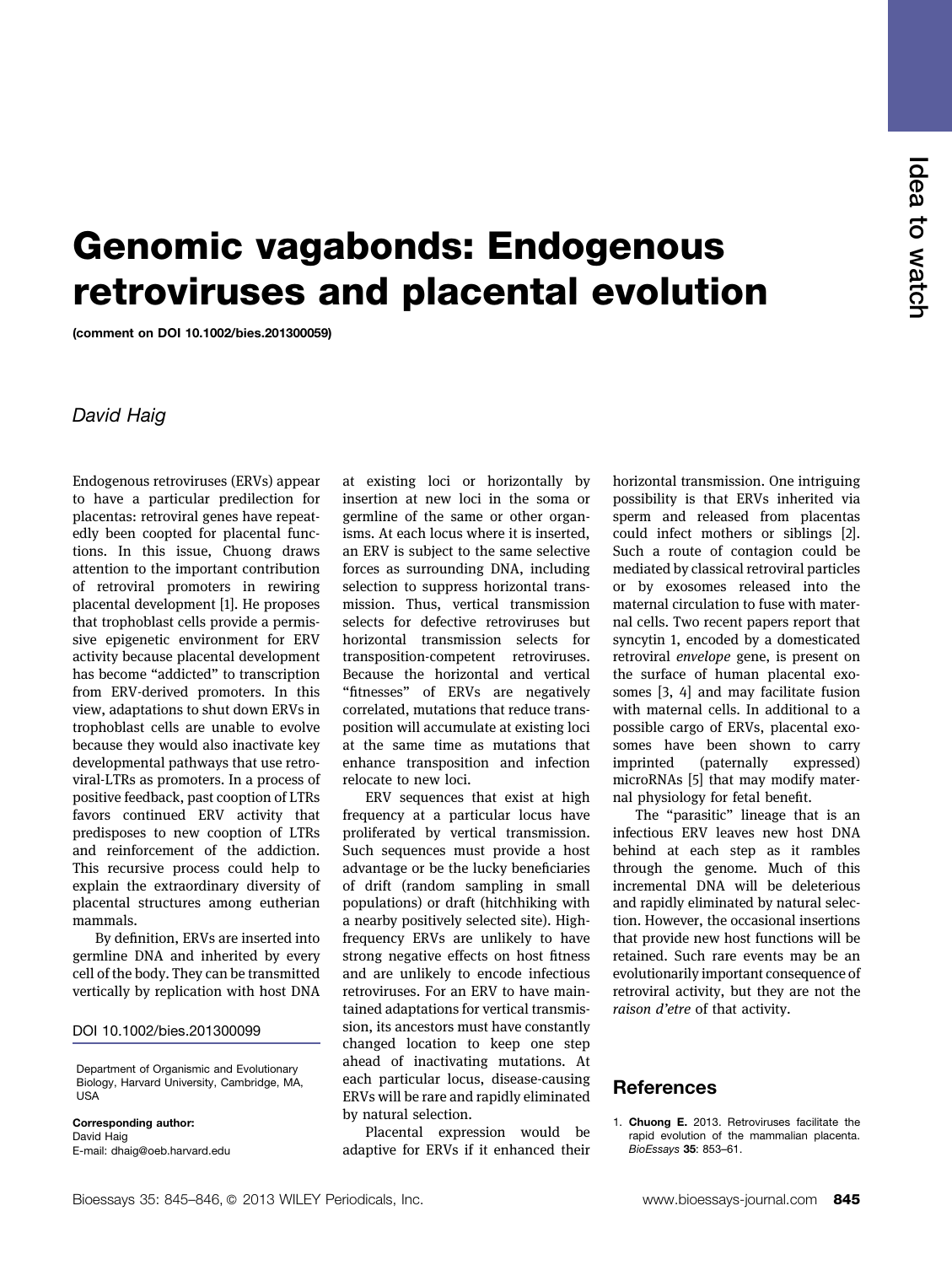Idea to watch

# Genomic vagabonds: Endogenous retroviruses and placental evolution

**(comment on DOI 10.1002/bies.201300059)**

*David Haig*

Endogenous retroviruses (ERVs) appear to have a particular predilection for placentas: retroviral genes have repeatedly been coopted for placental functions. In this issue, Chuong draws attention to the important contribution of retroviral promoters in rewiring placental development [1]. He proposes that trophoblast cells provide a permissive epigenetic environment for ERV activity because placental development has become "addicted" to transcription from ERV-derived promoters. In this view, adaptations to shut down ERVs in trophoblast cells are unable to evolve because they would also inactivate key developmental pathways that use retroviral-LTRs as promoters. In a process of positive feedback, past cooption of LTRs favors continued ERV activity that predisposes to new cooption of LTRs and reinforcement of the addiction. This recursive process could help to explain the extraordinary diversity of placental structures among eutherian mammals.

By definition, ERVs are inserted into germline DNA and inherited by every cell of the body. They can be transmitted vertically by replication with host DNA at existing loci or horizontally by insertion at new loci in the soma or germline of the same or other organisms. At each locus where it is inserted, an ERV is subject to the same selective forces as surrounding DNA, including selection to suppress horizontal transmission. Thus, vertical transmission selects for defective retroviruses but horizontal transmission selects for transposition-competent retroviruses. Because the horizontal and vertical "fitnesses" of ERVs are negatively correlated, mutations that reduce transposition will accumulate at existing loci at the same time as mutations that enhance transposition and infection relocate to new loci.

ERV sequences that exist at high frequency at a particular locus have proliferated by vertical transmission. Such sequences must provide a host advantage or be the lucky beneficiaries of drift (random sampling in small populations) or draft (hitchhiking with a nearby positively selected site). High-frequency ERVs are unlikely to have strong negative effects on host fitness and are unlikely to encode infectious retroviruses. For an ERV to have maintained adaptations for vertical transmission, its ancestors must have constantly changed location to keep one step ahead of inactivating mutations. At each particular locus, disease-causing ERVs will be rare and rapidly eliminated by natural selection.

Placental expression would be adaptive for ERVs if it enhanced their horizontal transmission. One intriguing possibility is that ERVs inherited via sperm and released from placentas could infect mothers or siblings [2]. Such a route of contagion could be mediated by classical retroviral particles or by exosomes released into the maternal circulation to fuse with maternal cells. Two recent papers report that syncytin 1, encoded by a domesticated retroviral *envelope* gene, is present on the surface of human placental exosomes [3, 4] and may facilitate fusion with maternal cells. In additional to a possible cargo of ERVs, placental exosomes have been shown to carry imprinted (paternally expressed) microRNAs [5] that may modify maternal physiology for fetal benefit.

The "parasitic" lineage that is an infectious ERV leaves new host DNA behind at each step as it rambles through the genome. Much of this incremental DNA will be deleterious and rapidly eliminated by natural selection. However, the occasional insertions that provide new host functions will be retained. Such rare events may be an evolutionarily important consequence of retroviral activity, but they are not the *raison d'etre* of that activity.

DOI 10.1002/bies.201300099

Department of Organismic and Evolutionary Biology, Harvard University, Cambridge, MA, USA

**Corresponding author:**
David Haig
E-mail: dhaig@oeb.harvard.edu

## References

1. **Chuong E.** 2013. Retroviruses facilitate the rapid evolution of the mammalian placenta. *BioEssays* **35**: 853–61.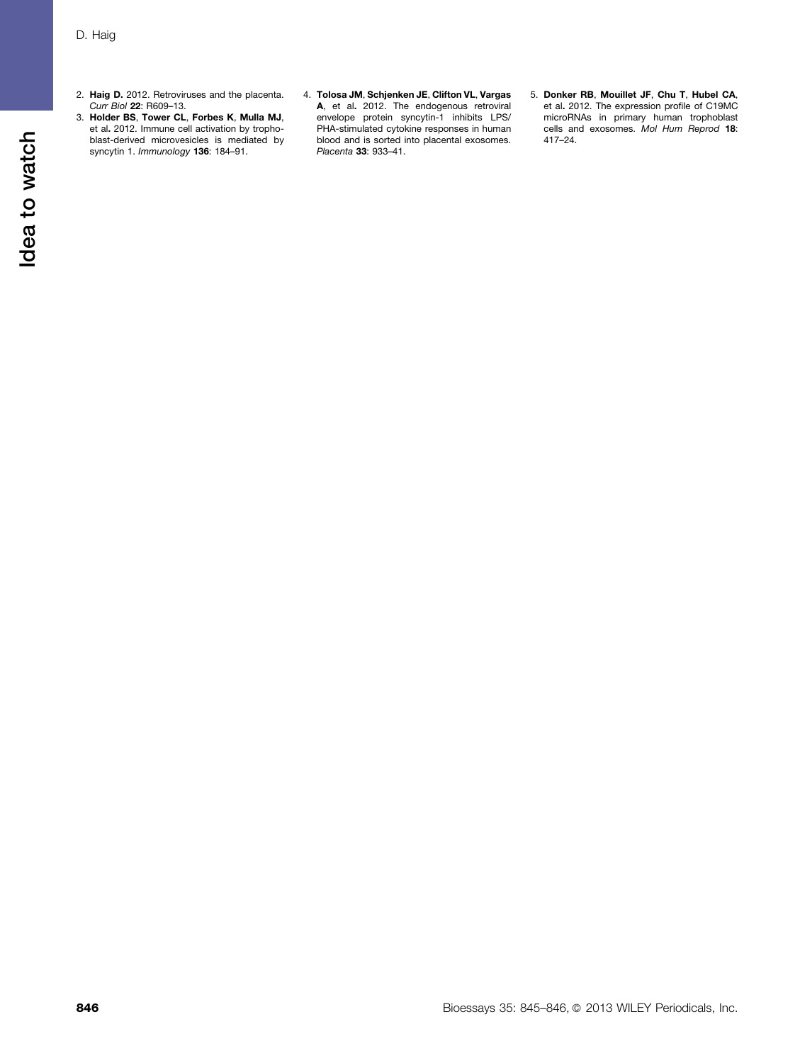2. **Haig D.** 2012. Retroviruses and the placenta. *Curr Biol* **22**: R609–13.
3. **Holder BS**, **Tower CL**, **Forbes K**, **Mulla MJ**, et al**.** 2012. Immune cell activation by trophoblast-derived microvesicles is mediated by syncytin 1. *Immunology* **136**: 184–91.
4. **Tolosa JM**, **Schjenken JE**, **Clifton VL**, **Vargas A**, et al**.** 2012. The endogenous retroviral envelope protein syncytin-1 inhibits LPS/PHA-stimulated cytokine responses in human blood and is sorted into placental exosomes. *Placenta* **33**: 933–41.
5. **Donker RB**, **Mouillet JF**, **Chu T**, **Hubel CA**, et al**.** 2012. The expression profile of C19MC microRNAs in primary human trophoblast cells and exosomes. *Mol Hum Reprod* **18**: 417–24.